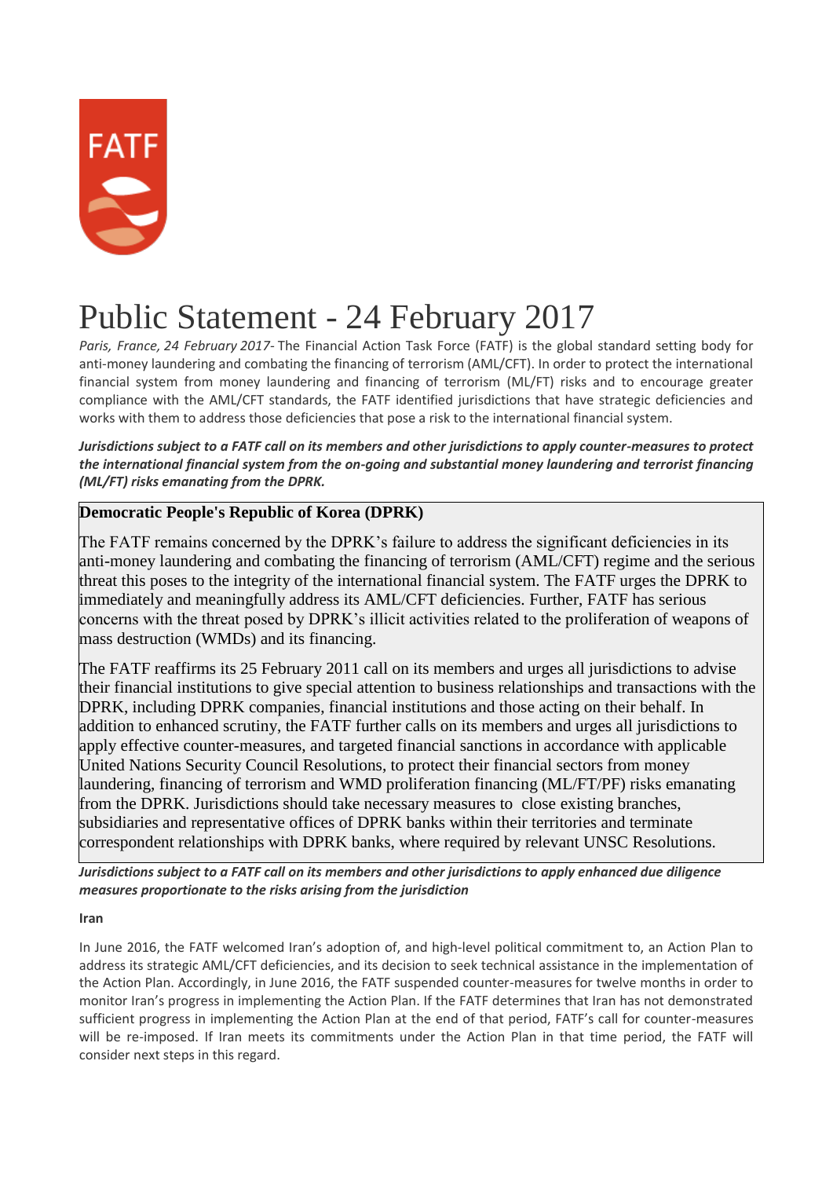# Public Statement - 24 February 2017

*Paris, France, 24 February 2017*- The Financial Action Task Force (FATF) is the global standard setting body for anti-money laundering and combating the financing of terrorism (AML/CFT). In order to protect the international financial system from money laundering and financing of terrorism (ML/FT) risks and to encourage greater compliance with the AML/CFT standards, the FATF identified jurisdictions that have strategic deficiencies and works with them to address those deficiencies that pose a risk to the international financial system.

***Jurisdictions subject to a FATF call on its members and other jurisdictions to apply counter-measures to protect the international financial system from the on-going and substantial money laundering and terrorist financing (ML/FT) risks emanating from the DPRK.***

## Democratic People's Republic of Korea (DPRK)

The FATF remains concerned by the DPRK's failure to address the significant deficiencies in its anti-money laundering and combating the financing of terrorism (AML/CFT) regime and the serious threat this poses to the integrity of the international financial system. The FATF urges the DPRK to immediately and meaningfully address its AML/CFT deficiencies. Further, FATF has serious concerns with the threat posed by DPRK's illicit activities related to the proliferation of weapons of mass destruction (WMDs) and its financing.

The FATF reaffirms its 25 February 2011 call on its members and urges all jurisdictions to advise their financial institutions to give special attention to business relationships and transactions with the DPRK, including DPRK companies, financial institutions and those acting on their behalf. In addition to enhanced scrutiny, the FATF further calls on its members and urges all jurisdictions to apply effective counter-measures, and targeted financial sanctions in accordance with applicable United Nations Security Council Resolutions, to protect their financial sectors from money laundering, financing of terrorism and WMD proliferation financing (ML/FT/PF) risks emanating from the DPRK. Jurisdictions should take necessary measures to close existing branches, subsidiaries and representative offices of DPRK banks within their territories and terminate correspondent relationships with DPRK banks, where required by relevant UNSC Resolutions.

***Jurisdictions subject to a FATF call on its members and other jurisdictions to apply enhanced due diligence measures proportionate to the risks arising from the jurisdiction***

**Iran**

In June 2016, the FATF welcomed Iran's adoption of, and high-level political commitment to, an Action Plan to address its strategic AML/CFT deficiencies, and its decision to seek technical assistance in the implementation of the Action Plan. Accordingly, in June 2016, the FATF suspended counter-measures for twelve months in order to monitor Iran's progress in implementing the Action Plan. If the FATF determines that Iran has not demonstrated sufficient progress in implementing the Action Plan at the end of that period, FATF's call for counter-measures will be re-imposed. If Iran meets its commitments under the Action Plan in that time period, the FATF will consider next steps in this regard.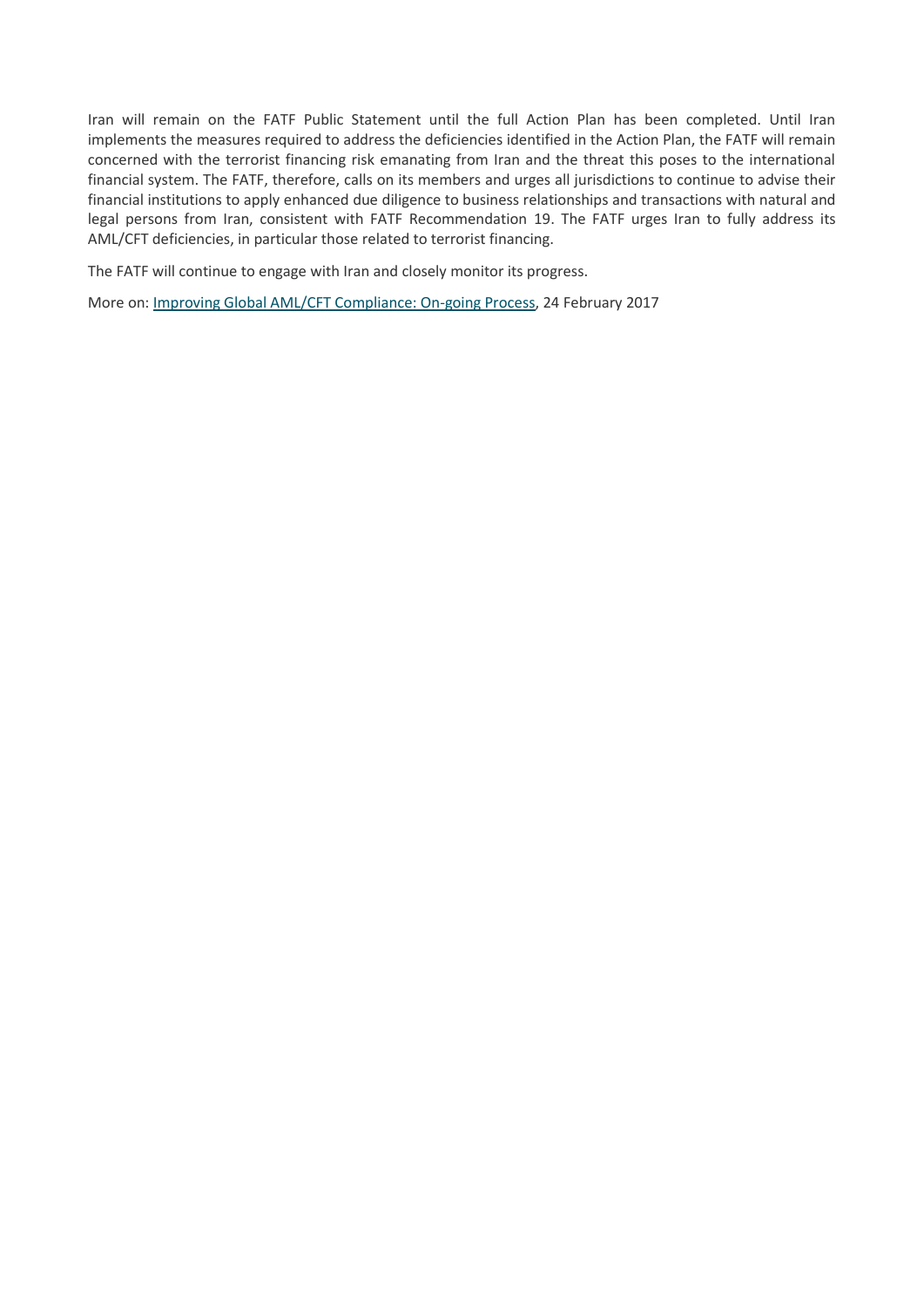Iran will remain on the FATF Public Statement until the full Action Plan has been completed. Until Iran implements the measures required to address the deficiencies identified in the Action Plan, the FATF will remain concerned with the terrorist financing risk emanating from Iran and the threat this poses to the international financial system. The FATF, therefore, calls on its members and urges all jurisdictions to continue to advise their financial institutions to apply enhanced due diligence to business relationships and transactions with natural and legal persons from Iran, consistent with FATF Recommendation 19. The FATF urges Iran to fully address its AML/CFT deficiencies, in particular those related to terrorist financing.

The FATF will continue to engage with Iran and closely monitor its progress.

More on: Improving Global AML/CFT Compliance: On-going Process, 24 February 2017